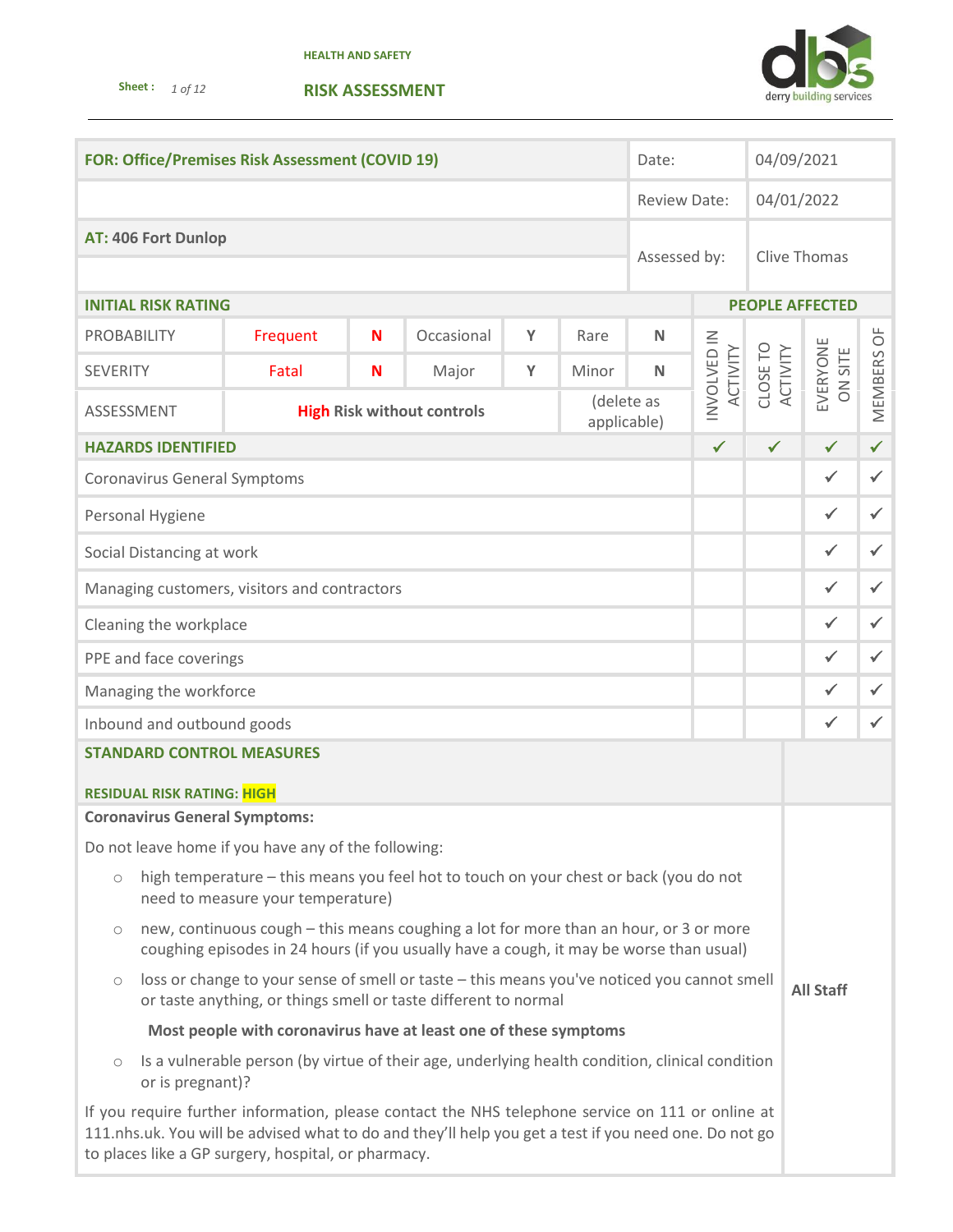HEALTH AND SAFETY

Sheet : *1 of 12*

## RISK ASSESSMENT

derry building services

| **FOR: Office/Premises Risk Assessment (COVID 19)** | Date: | 04/09/2021 |
|---|---|---|
| | Review Date: | 04/01/2022 |
| **AT: 406 Fort Dunlop** | Assessed by: | Clive Thomas |

| **INITIAL RISK RATING** | | | | | | | **PEOPLE AFFECTED** | | | |
|---|---|---|---|---|---|---|---|---|---|---|
| PROBABILITY | Frequent | **N** | Occasional | **Y** | Rare | **N** | INVOLVED IN ACTIVITY | CLOSE TO ACTIVITY | EVERYONE ON SITE | MEMBERS OF |
| SEVERITY | Fatal | **N** | Major | **Y** | Minor | **N** | | | | |
| ASSESSMENT | **High Risk without controls** | | | | (delete as applicable) | | | | | |
| **HAZARDS IDENTIFIED** | | | | | | | ✓ | ✓ | ✓ | ✓ |
| Coronavirus General Symptoms | | | | | | | | | ✓ | ✓ |
| Personal Hygiene | | | | | | | | | ✓ | ✓ |
| Social Distancing at work | | | | | | | | | ✓ | ✓ |
| Managing customers, visitors and contractors | | | | | | | | | ✓ | ✓ |
| Cleaning the workplace | | | | | | | | | ✓ | ✓ |
| PPE and face coverings | | | | | | | | | ✓ | ✓ |
| Managing the workforce | | | | | | | | | ✓ | ✓ |
| Inbound and outbound goods | | | | | | | | | ✓ | ✓ |

**STANDARD CONTROL MEASURES**

**RESIDUAL RISK RATING: HIGH**

| Control measures | |
|---|---|
| **Coronavirus General Symptoms:**<br><br>Do not leave home if you have any of the following:<br>◦ high temperature – this means you feel hot to touch on your chest or back (you do not need to measure your temperature)<br>◦ new, continuous cough – this means coughing a lot for more than an hour, or 3 or more coughing episodes in 24 hours (if you usually have a cough, it may be worse than usual)<br>◦ loss or change to your sense of smell or taste – this means you've noticed you cannot smell or taste anything, or things smell or taste different to normal<br><br>**Most people with coronavirus have at least one of these symptoms**<br><br>◦ Is a vulnerable person (by virtue of their age, underlying health condition, clinical condition or is pregnant)?<br><br>If you require further information, please contact the NHS telephone service on 111 or online at 111.nhs.uk. You will be advised what to do and they'll help you get a test if you need one. Do not go to places like a GP surgery, hospital, or pharmacy. | **All Staff** |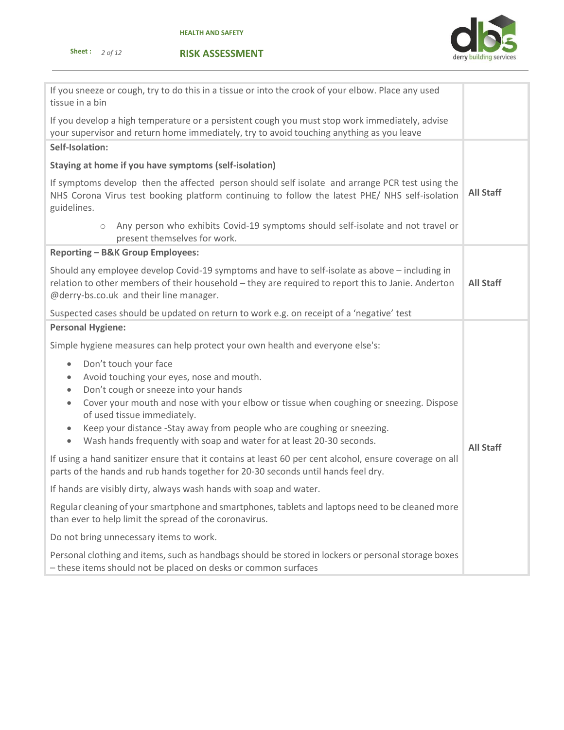| | |
|---|---|
| If you sneeze or cough, try to do this in a tissue or into the crook of your elbow. Place any used tissue in a bin<br><br>If you develop a high temperature or a persistent cough you must stop work immediately, advise your supervisor and return home immediately, try to avoid touching anything as you leave | |
| **Self-Isolation:**<br><br>**Staying at home if you have symptoms (self-isolation)**<br><br>If symptoms develop then the affected person should self isolate and arrange PCR test using the NHS Corona Virus test booking platform continuing to follow the latest PHE/ NHS self-isolation guidelines.<br><br>○ Any person who exhibits Covid-19 symptoms should self-isolate and not travel or present themselves for work. | **All Staff** |
| **Reporting – B&K Group Employees:**<br><br>Should any employee develop Covid-19 symptoms and have to self-isolate as above – including in relation to other members of their household – they are required to report this to Janie. Anderton @derry-bs.co.uk and their line manager.<br><br>Suspected cases should be updated on return to work e.g. on receipt of a 'negative' test | **All Staff** |
| **Personal Hygiene:**<br><br>Simple hygiene measures can help protect your own health and everyone else's:<br><br>• Don't touch your face<br>• Avoid touching your eyes, nose and mouth.<br>• Don't cough or sneeze into your hands<br>• Cover your mouth and nose with your elbow or tissue when coughing or sneezing. Dispose of used tissue immediately.<br>• Keep your distance -Stay away from people who are coughing or sneezing.<br>• Wash hands frequently with soap and water for at least 20-30 seconds.<br><br>If using a hand sanitizer ensure that it contains at least 60 per cent alcohol, ensure coverage on all parts of the hands and rub hands together for 20-30 seconds until hands feel dry.<br><br>If hands are visibly dirty, always wash hands with soap and water.<br><br>Regular cleaning of your smartphone and smartphones, tablets and laptops need to be cleaned more than ever to help limit the spread of the coronavirus.<br><br>Do not bring unnecessary items to work.<br><br>Personal clothing and items, such as handbags should be stored in lockers or personal storage boxes – these items should not be placed on desks or common surfaces | **All Staff** |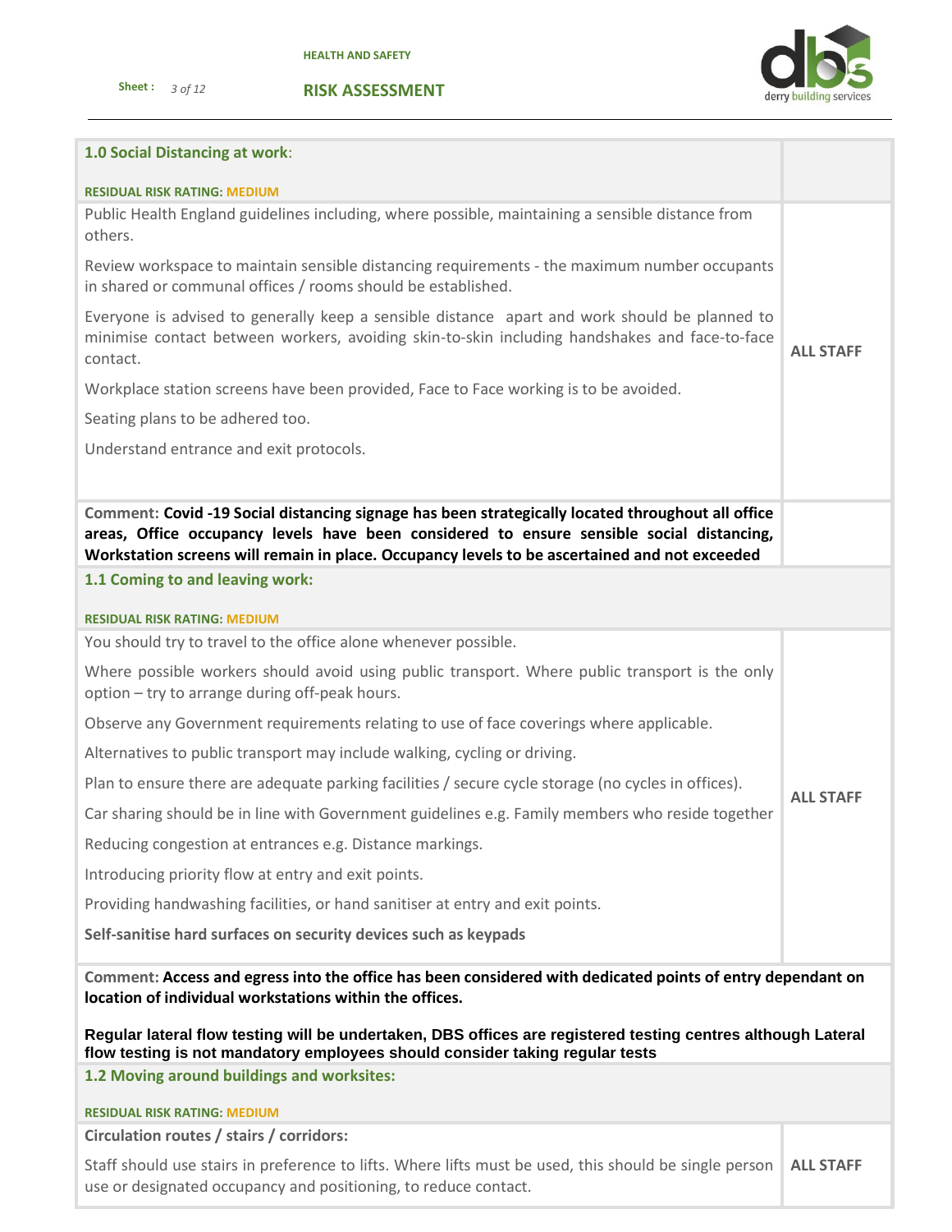| 1.0 Social Distancing at work:<br><br>**RESIDUAL RISK RATING: MEDIUM** | |
|---|---|
| Public Health England guidelines including, where possible, maintaining a sensible distance from others.<br><br>Review workspace to maintain sensible distancing requirements - the maximum number occupants in shared or communal offices / rooms should be established.<br><br>Everyone is advised to generally keep a sensible distance apart and work should be planned to minimise contact between workers, avoiding skin-to-skin including handshakes and face-to-face contact.<br><br>Workplace station screens have been provided, Face to Face working is to be avoided.<br><br>Seating plans to be adhered too.<br><br>Understand entrance and exit protocols. | **ALL STAFF** |
| Comment: **Covid -19 Social distancing signage has been strategically located throughout all office areas, Office occupancy levels have been considered to ensure sensible social distancing, Workstation screens will remain in place. Occupancy levels to be ascertained and not exceeded** | |
| **1.1 Coming to and leaving work:**<br><br>**RESIDUAL RISK RATING: MEDIUM** | |
| You should try to travel to the office alone whenever possible.<br><br>Where possible workers should avoid using public transport. Where public transport is the only option – try to arrange during off-peak hours.<br><br>Observe any Government requirements relating to use of face coverings where applicable.<br><br>Alternatives to public transport may include walking, cycling or driving.<br><br>Plan to ensure there are adequate parking facilities / secure cycle storage (no cycles in offices).<br><br>Car sharing should be in line with Government guidelines e.g. Family members who reside together<br><br>Reducing congestion at entrances e.g. Distance markings.<br><br>Introducing priority flow at entry and exit points.<br><br>Providing handwashing facilities, or hand sanitiser at entry and exit points.<br><br>**Self-sanitise hard surfaces on security devices such as keypads** | **ALL STAFF** |
| Comment: **Access and egress into the office has been considered with dedicated points of entry dependant on location of individual workstations within the offices.**<br><br>**Regular lateral flow testing will be undertaken, DBS offices are registered testing centres although Lateral flow testing is not mandatory employees should consider taking regular tests** | |
| **1.2 Moving around buildings and worksites:**<br><br>**RESIDUAL RISK RATING: MEDIUM** | |
| **Circulation routes / stairs / corridors:**<br><br>Staff should use stairs in preference to lifts. Where lifts must be used, this should be single person use or designated occupancy and positioning, to reduce contact. | **ALL STAFF** |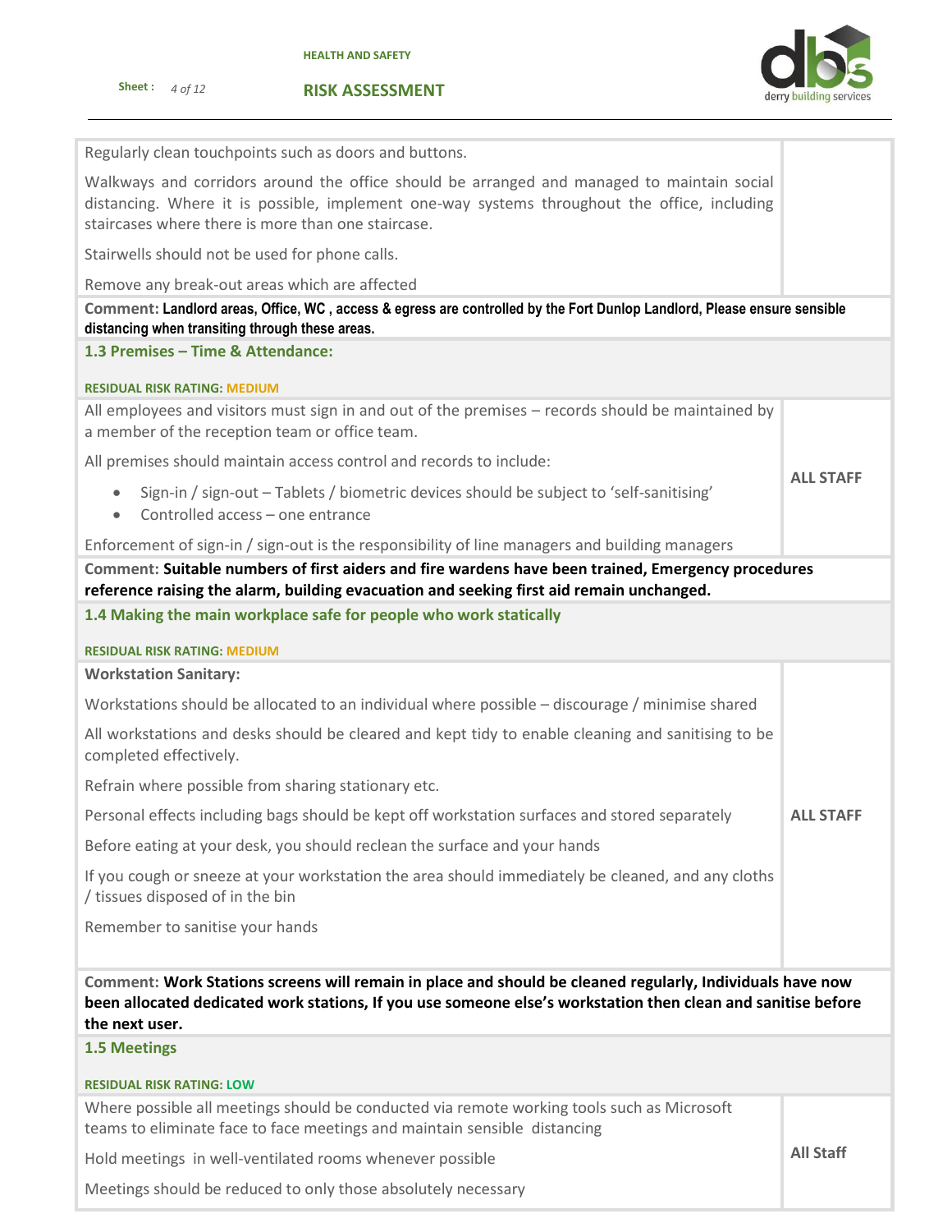Regularly clean touchpoints such as doors and buttons.

Walkways and corridors around the office should be arranged and managed to maintain social distancing. Where it is possible, implement one-way systems throughout the office, including staircases where there is more than one staircase.

Stairwells should not be used for phone calls.

Remove any break-out areas which are affected

**Comment: Landlord areas, Office, WC , access & egress are controlled by the Fort Dunlop Landlord, Please ensure sensible distancing when transiting through these areas.**

### 1.3 Premises – Time & Attendance:

**RESIDUAL RISK RATING: MEDIUM**

| | |
|---|---|
| All employees and visitors must sign in and out of the premises – records should be maintained by a member of the reception team or office team.<br><br>All premises should maintain access control and records to include:<br>• Sign-in / sign-out – Tablets / biometric devices should be subject to 'self-sanitising'<br>• Controlled access – one entrance<br><br>Enforcement of sign-in / sign-out is the responsibility of line managers and building managers | **ALL STAFF** |

**Comment: Suitable numbers of first aiders and fire wardens have been trained, Emergency procedures reference raising the alarm, building evacuation and seeking first aid remain unchanged.**

### 1.4 Making the main workplace safe for people who work statically

**RESIDUAL RISK RATING: MEDIUM**

| | |
|---|---|
| **Workstation Sanitary:**<br><br>Workstations should be allocated to an individual where possible – discourage / minimise shared<br><br>All workstations and desks should be cleared and kept tidy to enable cleaning and sanitising to be completed effectively.<br><br>Refrain where possible from sharing stationary etc.<br><br>Personal effects including bags should be kept off workstation surfaces and stored separately<br><br>Before eating at your desk, you should reclean the surface and your hands<br><br>If you cough or sneeze at your workstation the area should immediately be cleaned, and any cloths / tissues disposed of in the bin<br><br>Remember to sanitise your hands | **ALL STAFF** |

**Comment: Work Stations screens will remain in place and should be cleaned regularly, Individuals have now been allocated dedicated work stations, If you use someone else's workstation then clean and sanitise before the next user.**

### 1.5 Meetings

**RESIDUAL RISK RATING: LOW**

| | |
|---|---|
| Where possible all meetings should be conducted via remote working tools such as Microsoft teams to eliminate face to face meetings and maintain sensible distancing<br><br>Hold meetings in well-ventilated rooms whenever possible<br><br>Meetings should be reduced to only those absolutely necessary | **All Staff** |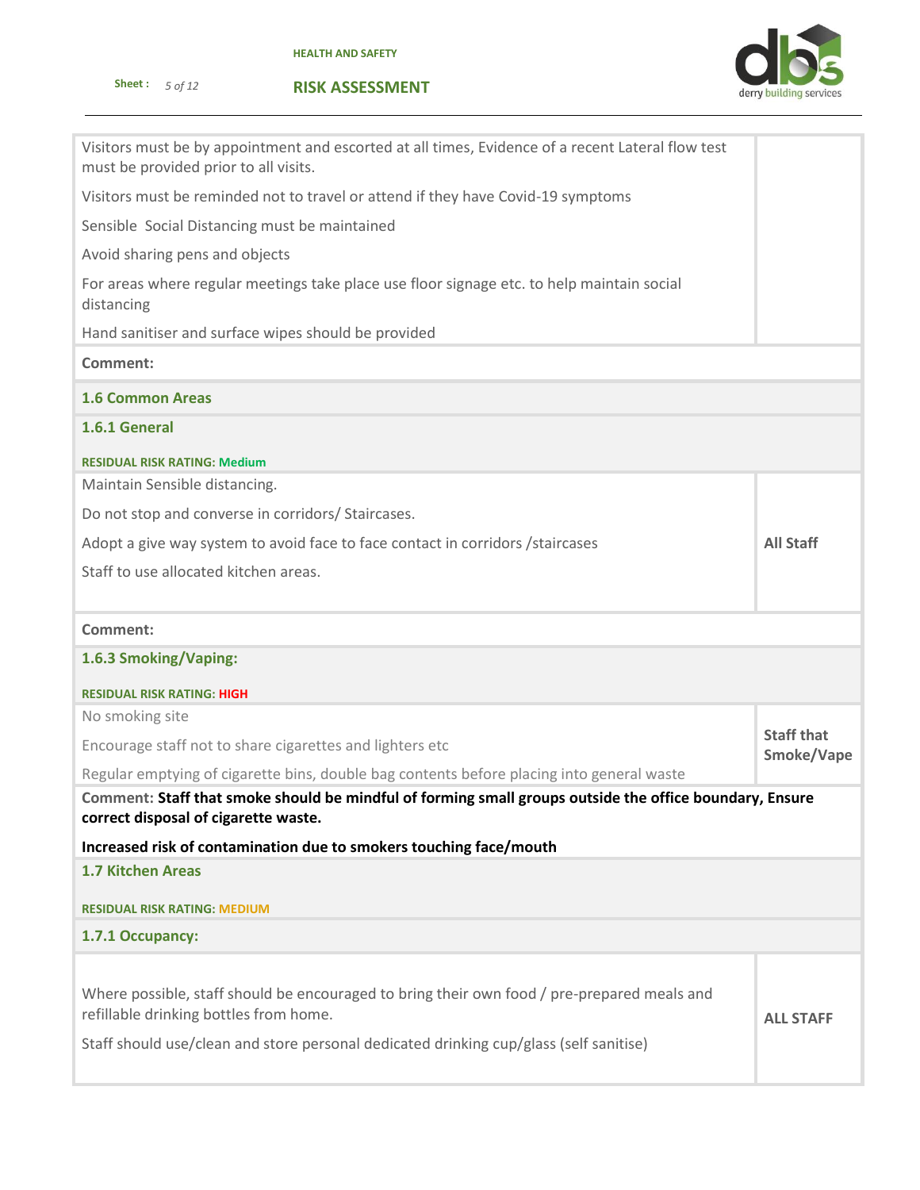| | |
|---|---|
| Visitors must be by appointment and escorted at all times, Evidence of a recent Lateral flow test must be provided prior to all visits.<br><br>Visitors must be reminded not to travel or attend if they have Covid-19 symptoms<br><br>Sensible Social Distancing must be maintained<br><br>Avoid sharing pens and objects<br><br>For areas where regular meetings take place use floor signage etc. to help maintain social distancing<br><br>Hand sanitiser and surface wipes should be provided | |
| **Comment:** | |

### 1.6 Common Areas

#### 1.6.1 General

**RESIDUAL RISK RATING: Medium**

| | |
|---|---|
| Maintain Sensible distancing.<br><br>Do not stop and converse in corridors/ Staircases.<br><br>Adopt a give way system to avoid face to face contact in corridors /staircases<br><br>Staff to use allocated kitchen areas. | **All Staff** |
| **Comment:** | |

#### 1.6.3 Smoking/Vaping:

**RESIDUAL RISK RATING: HIGH**

| | |
|---|---|
| No smoking site<br><br>Encourage staff not to share cigarettes and lighters etc<br><br>Regular emptying of cigarette bins, double bag contents before placing into general waste | **Staff that Smoke/Vape** |
| **Comment: Staff that smoke should be mindful of forming small groups outside the office boundary, Ensure correct disposal of cigarette waste.**<br><br>**Increased risk of contamination due to smokers touching face/mouth** | |

### 1.7 Kitchen Areas

**RESIDUAL RISK RATING: MEDIUM**

#### 1.7.1 Occupancy:

| | |
|---|---|
| Where possible, staff should be encouraged to bring their own food / pre-prepared meals and refillable drinking bottles from home.<br><br>Staff should use/clean and store personal dedicated drinking cup/glass (self sanitise) | **ALL STAFF** |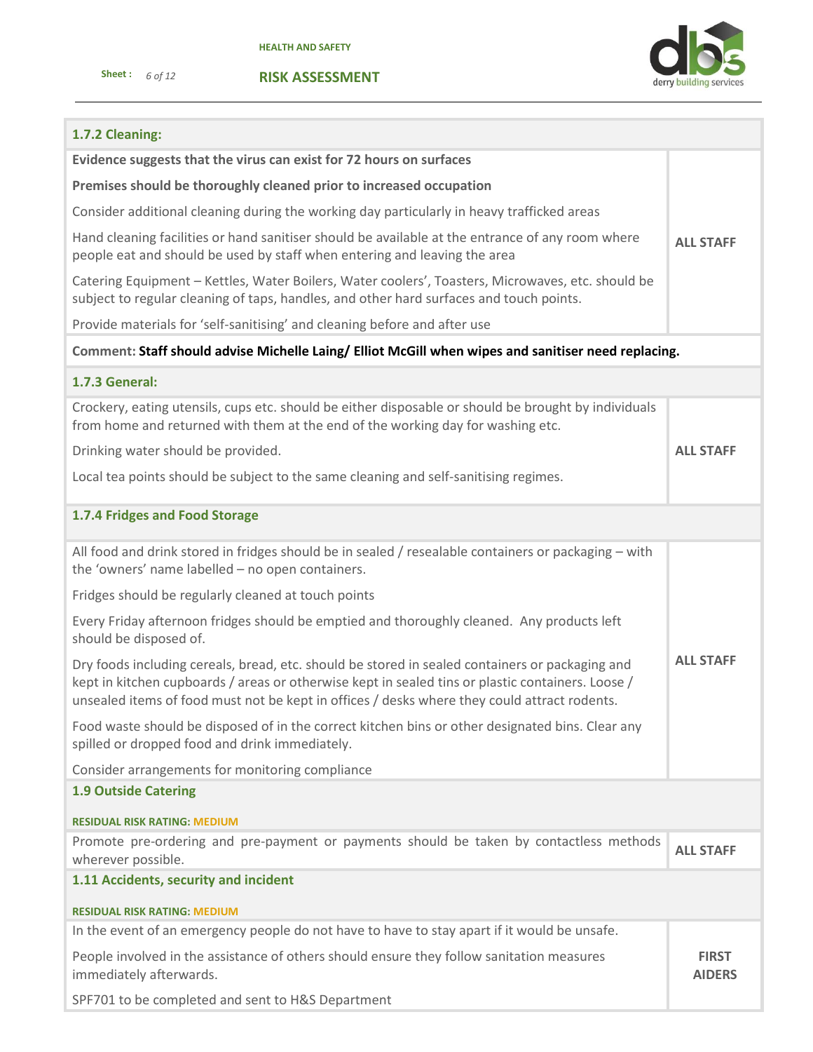| 1.7.2 Cleaning: | |
|---|---|
| **Evidence suggests that the virus can exist for 72 hours on surfaces**<br><br>**Premises should be thoroughly cleaned prior to increased occupation**<br><br>Consider additional cleaning during the working day particularly in heavy trafficked areas<br><br>Hand cleaning facilities or hand sanitiser should be available at the entrance of any room where people eat and should be used by staff when entering and leaving the area<br><br>Catering Equipment – Kettles, Water Boilers, Water coolers', Toasters, Microwaves, etc. should be subject to regular cleaning of taps, handles, and other hard surfaces and touch points.<br><br>Provide materials for 'self-sanitising' and cleaning before and after use | **ALL STAFF** |
| **Comment: Staff should advise Michelle Laing/ Elliot McGill when wipes and sanitiser need replacing.** | |
| **1.7.3 General:** | |
| Crockery, eating utensils, cups etc. should be either disposable or should be brought by individuals from home and returned with them at the end of the working day for washing etc.<br><br>Drinking water should be provided.<br><br>Local tea points should be subject to the same cleaning and self-sanitising regimes. | **ALL STAFF** |
| **1.7.4 Fridges and Food Storage** | |
| All food and drink stored in fridges should be in sealed / resealable containers or packaging – with the 'owners' name labelled – no open containers.<br><br>Fridges should be regularly cleaned at touch points<br><br>Every Friday afternoon fridges should be emptied and thoroughly cleaned. Any products left should be disposed of.<br><br>Dry foods including cereals, bread, etc. should be stored in sealed containers or packaging and kept in kitchen cupboards / areas or otherwise kept in sealed tins or plastic containers. Loose / unsealed items of food must not be kept in offices / desks where they could attract rodents.<br><br>Food waste should be disposed of in the correct kitchen bins or other designated bins. Clear any spilled or dropped food and drink immediately.<br><br>Consider arrangements for monitoring compliance | **ALL STAFF** |
| **1.9 Outside Catering**<br><br>**RESIDUAL RISK RATING: MEDIUM** | |
| Promote pre-ordering and pre-payment or payments should be taken by contactless methods wherever possible. | **ALL STAFF** |
| **1.11 Accidents, security and incident**<br><br>**RESIDUAL RISK RATING: MEDIUM** | |
| In the event of an emergency people do not have to have to stay apart if it would be unsafe.<br><br>People involved in the assistance of others should ensure they follow sanitation measures immediately afterwards.<br><br>SPF701 to be completed and sent to H&S Department | **FIRST AIDERS** |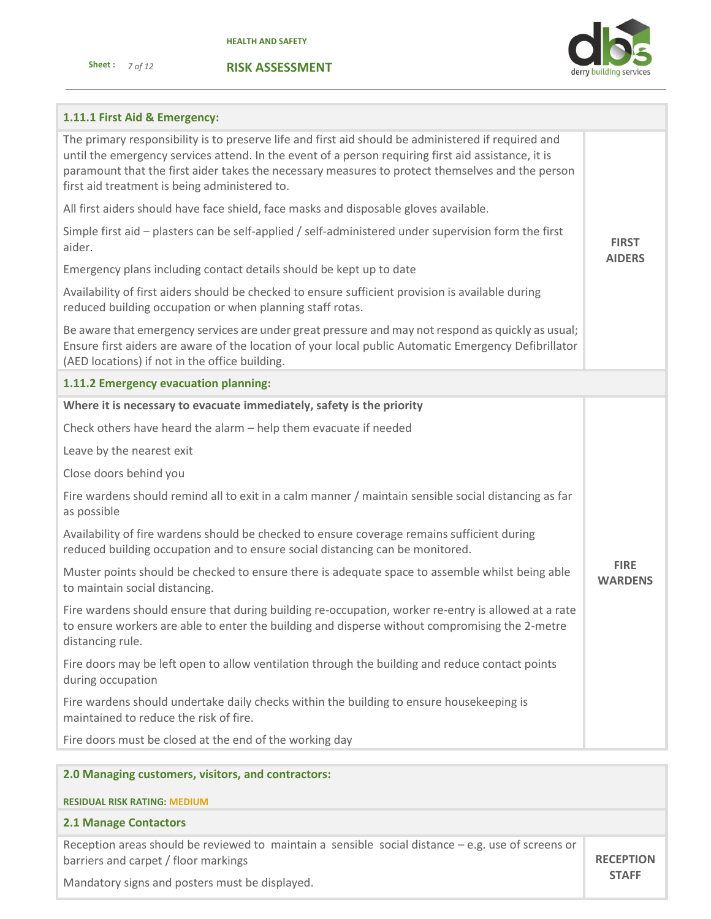| 1.11.1 First Aid & Emergency: | |
|---|---|
| The primary responsibility is to preserve life and first aid should be administered if required and until the emergency services attend. In the event of a person requiring first aid assistance, it is paramount that the first aider takes the necessary measures to protect themselves and the person first aid treatment is being administered to.<br><br>All first aiders should have face shield, face masks and disposable gloves available.<br><br>Simple first aid – plasters can be self-applied / self-administered under supervision form the first aider.<br><br>Emergency plans including contact details should be kept up to date<br><br>Availability of first aiders should be checked to ensure sufficient provision is available during reduced building occupation or when planning staff rotas.<br><br>Be aware that emergency services are under great pressure and may not respond as quickly as usual; Ensure first aiders are aware of the location of your local public Automatic Emergency Defibrillator (AED locations) if not in the office building. | **FIRST AIDERS** |
| **1.11.2 Emergency evacuation planning:** | |
| **Where it is necessary to evacuate immediately, safety is the priority**<br><br>Check others have heard the alarm – help them evacuate if needed<br><br>Leave by the nearest exit<br><br>Close doors behind you<br><br>Fire wardens should remind all to exit in a calm manner / maintain sensible social distancing as far as possible<br><br>Availability of fire wardens should be checked to ensure coverage remains sufficient during reduced building occupation and to ensure social distancing can be monitored.<br><br>Muster points should be checked to ensure there is adequate space to assemble whilst being able to maintain social distancing.<br><br>Fire wardens should ensure that during building re-occupation, worker re-entry is allowed at a rate to ensure workers are able to enter the building and disperse without compromising the 2-metre distancing rule.<br><br>Fire doors may be left open to allow ventilation through the building and reduce contact points during occupation<br><br>Fire wardens should undertake daily checks within the building to ensure housekeeping is maintained to reduce the risk of fire.<br><br>Fire doors must be closed at the end of the working day | **FIRE WARDENS** |

| 2.0 Managing customers, visitors, and contractors:<br><br>RESIDUAL RISK RATING: MEDIUM | |
|---|---|
| **2.1 Manage Contactors** | |
| Reception areas should be reviewed to maintain a sensible social distance – e.g. use of screens or barriers and carpet / floor markings<br><br>Mandatory signs and posters must be displayed. | **RECEPTION STAFF** |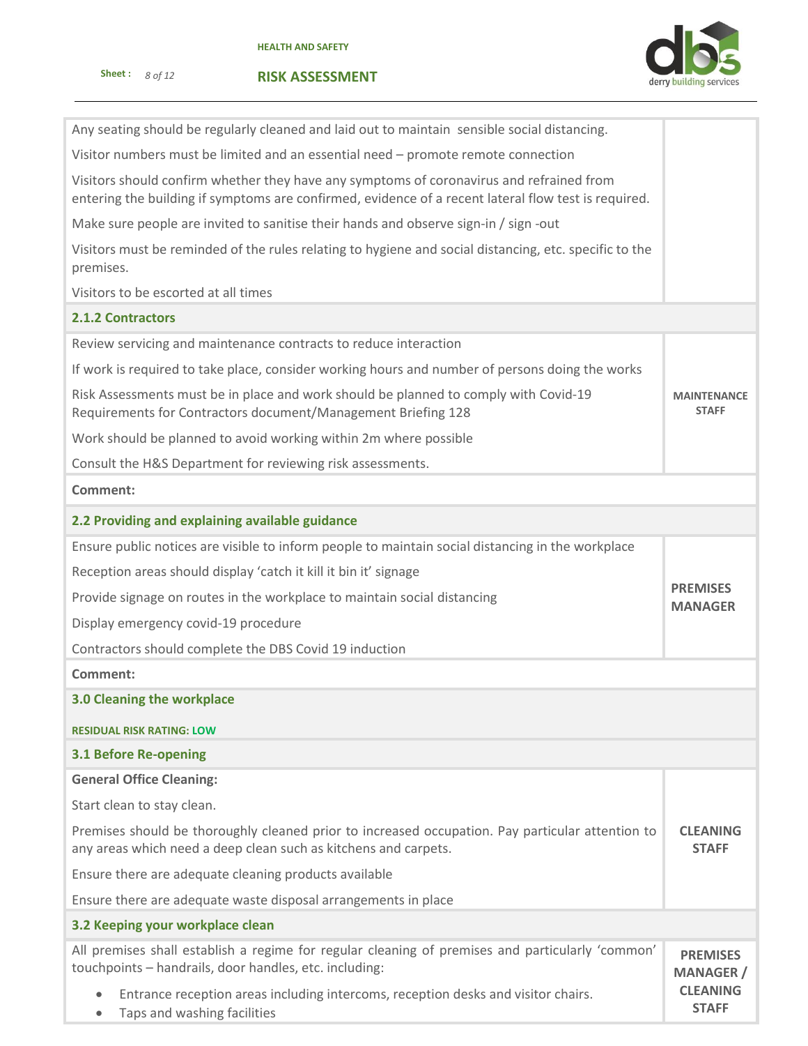| | |
|---|---|
| Any seating should be regularly cleaned and laid out to maintain sensible social distancing.<br><br>Visitor numbers must be limited and an essential need – promote remote connection<br><br>Visitors should confirm whether they have any symptoms of coronavirus and refrained from entering the building if symptoms are confirmed, evidence of a recent lateral flow test is required.<br><br>Make sure people are invited to sanitise their hands and observe sign-in / sign -out<br><br>Visitors must be reminded of the rules relating to hygiene and social distancing, etc. specific to the premises.<br><br>Visitors to be escorted at all times | |
| **2.1.2 Contractors** | |
| Review servicing and maintenance contracts to reduce interaction<br><br>If work is required to take place, consider working hours and number of persons doing the works<br><br>Risk Assessments must be in place and work should be planned to comply with Covid-19 Requirements for Contractors document/Management Briefing 128<br><br>Work should be planned to avoid working within 2m where possible<br><br>Consult the H&S Department for reviewing risk assessments. | **MAINTENANCE STAFF** |
| **Comment:** | |
| **2.2 Providing and explaining available guidance** | |
| Ensure public notices are visible to inform people to maintain social distancing in the workplace<br><br>Reception areas should display 'catch it kill it bin it' signage<br><br>Provide signage on routes in the workplace to maintain social distancing<br><br>Display emergency covid-19 procedure<br><br>Contractors should complete the DBS Covid 19 induction | **PREMISES MANAGER** |
| **Comment:** | |
| **3.0 Cleaning the workplace**<br><br>**RESIDUAL RISK RATING: LOW** | |
| **3.1 Before Re-opening** | |
| **General Office Cleaning:**<br><br>Start clean to stay clean.<br><br>Premises should be thoroughly cleaned prior to increased occupation. Pay particular attention to any areas which need a deep clean such as kitchens and carpets.<br><br>Ensure there are adequate cleaning products available<br><br>Ensure there are adequate waste disposal arrangements in place | **CLEANING STAFF** |
| **3.2 Keeping your workplace clean** | |
| All premises shall establish a regime for regular cleaning of premises and particularly 'common' touchpoints – handrails, door handles, etc. including:<br><br>• Entrance reception areas including intercoms, reception desks and visitor chairs.<br>• Taps and washing facilities | **PREMISES MANAGER / CLEANING STAFF** |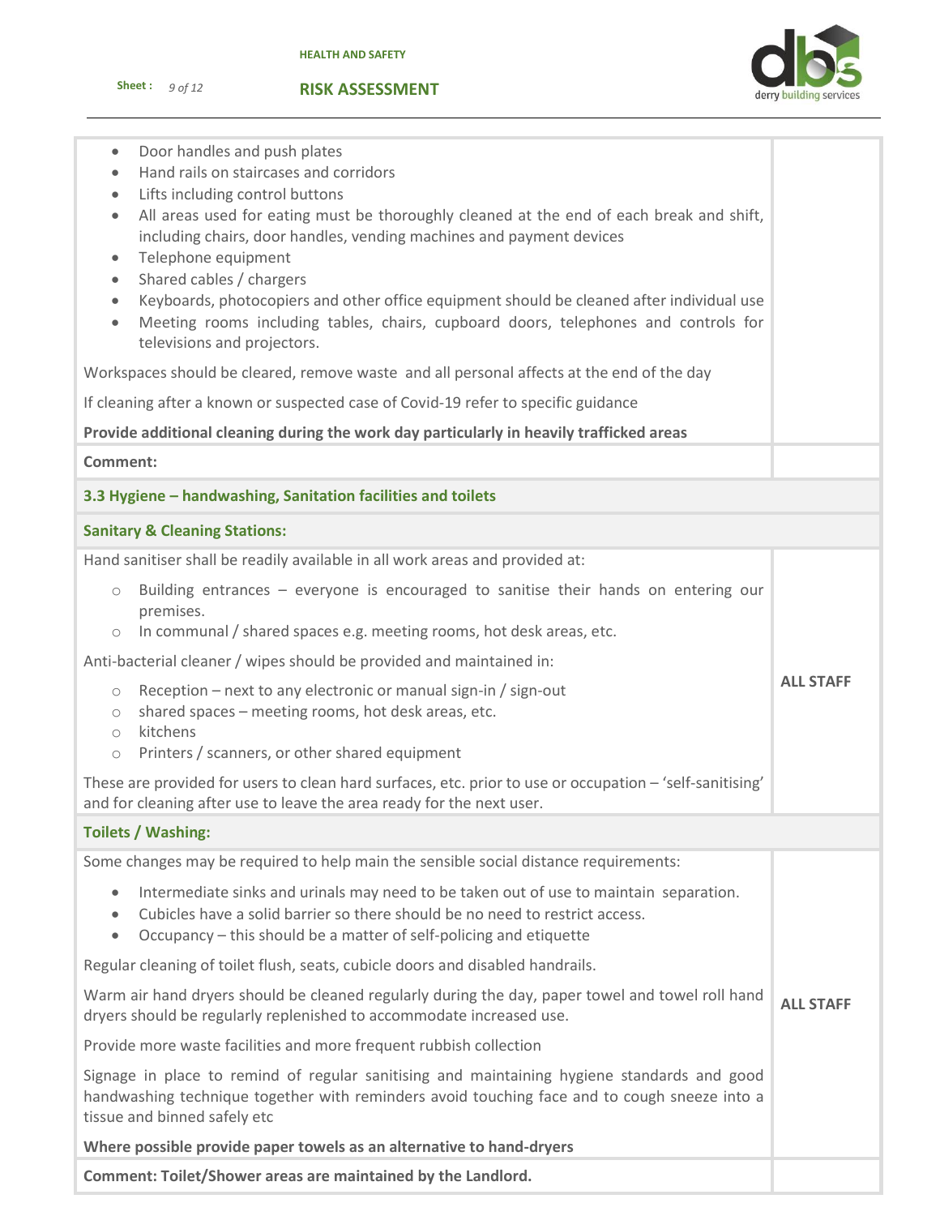- Door handles and push plates
- Hand rails on staircases and corridors
- Lifts including control buttons
- All areas used for eating must be thoroughly cleaned at the end of each break and shift, including chairs, door handles, vending machines and payment devices
- Telephone equipment
- Shared cables / chargers
- Keyboards, photocopiers and other office equipment should be cleaned after individual use
- Meeting rooms including tables, chairs, cupboard doors, telephones and controls for televisions and projectors.

Workspaces should be cleared, remove waste and all personal affects at the end of the day

If cleaning after a known or suspected case of Covid-19 refer to specific guidance

**Provide additional cleaning during the work day particularly in heavily trafficked areas**

**Comment:**

### 3.3 Hygiene – handwashing, Sanitation facilities and toilets

#### Sanitary & Cleaning Stations:

Hand sanitiser shall be readily available in all work areas and provided at:

- Building entrances – everyone is encouraged to sanitise their hands on entering our premises.
- In communal / shared spaces e.g. meeting rooms, hot desk areas, etc.

Anti-bacterial cleaner / wipes should be provided and maintained in:

- Reception – next to any electronic or manual sign-in / sign-out
- shared spaces – meeting rooms, hot desk areas, etc.
- kitchens
- Printers / scanners, or other shared equipment

These are provided for users to clean hard surfaces, etc. prior to use or occupation – 'self-sanitising' and for cleaning after use to leave the area ready for the next user.

**ALL STAFF**

#### Toilets / Washing:

Some changes may be required to help main the sensible social distance requirements:

- Intermediate sinks and urinals may need to be taken out of use to maintain separation.
- Cubicles have a solid barrier so there should be no need to restrict access.
- Occupancy – this should be a matter of self-policing and etiquette

Regular cleaning of toilet flush, seats, cubicle doors and disabled handrails.

Warm air hand dryers should be cleaned regularly during the day, paper towel and towel roll hand dryers should be regularly replenished to accommodate increased use.

Provide more waste facilities and more frequent rubbish collection

Signage in place to remind of regular sanitising and maintaining hygiene standards and good handwashing technique together with reminders avoid touching face and to cough sneeze into a tissue and binned safely etc

**Where possible provide paper towels as an alternative to hand-dryers**

**ALL STAFF**

**Comment: Toilet/Shower areas are maintained by the Landlord.**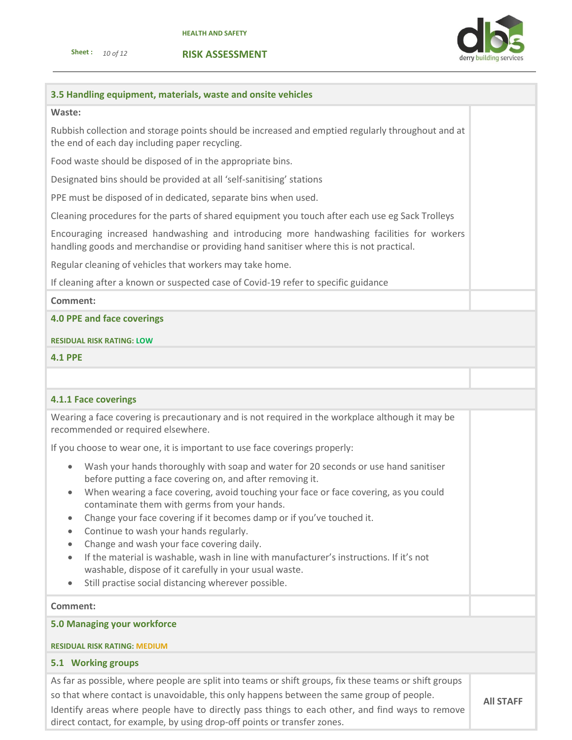## 3.5 Handling equipment, materials, waste and onsite vehicles

**Waste:**

Rubbish collection and storage points should be increased and emptied regularly throughout and at the end of each day including paper recycling.

Food waste should be disposed of in the appropriate bins.

Designated bins should be provided at all 'self-sanitising' stations

PPE must be disposed of in dedicated, separate bins when used.

Cleaning procedures for the parts of shared equipment you touch after each use eg Sack Trolleys

Encouraging increased handwashing and introducing more handwashing facilities for workers handling goods and merchandise or providing hand sanitiser where this is not practical.

Regular cleaning of vehicles that workers may take home.

If cleaning after a known or suspected case of Covid-19 refer to specific guidance

**Comment:**

## 4.0 PPE and face coverings

**RESIDUAL RISK RATING: LOW**

### 4.1 PPE

#### 4.1.1 Face coverings

Wearing a face covering is precautionary and is not required in the workplace although it may be recommended or required elsewhere.

If you choose to wear one, it is important to use face coverings properly:

- Wash your hands thoroughly with soap and water for 20 seconds or use hand sanitiser before putting a face covering on, and after removing it.
- When wearing a face covering, avoid touching your face or face covering, as you could contaminate them with germs from your hands.
- Change your face covering if it becomes damp or if you've touched it.
- Continue to wash your hands regularly.
- Change and wash your face covering daily.
- If the material is washable, wash in line with manufacturer's instructions. If it's not washable, dispose of it carefully in your usual waste.
- Still practise social distancing wherever possible.

**Comment:**

## 5.0 Managing your workforce

**RESIDUAL RISK RATING: MEDIUM**

### 5.1 Working groups

| | |
|---|---|
| As far as possible, where people are split into teams or shift groups, fix these teams or shift groups so that where contact is unavoidable, this only happens between the same group of people.<br>Identify areas where people have to directly pass things to each other, and find ways to remove direct contact, for example, by using drop-off points or transfer zones. | **All STAFF** |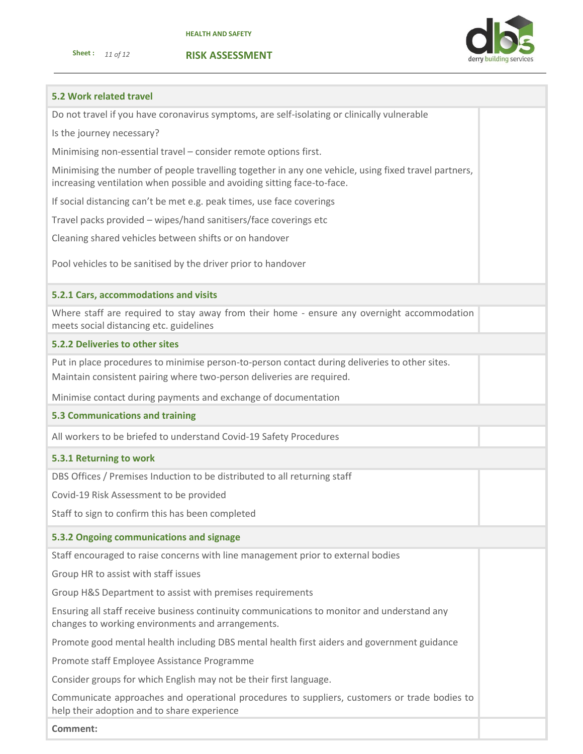| **5.2 Work related travel** | |
|---|---|
| Do not travel if you have coronavirus symptoms, are self-isolating or clinically vulnerable<br><br>Is the journey necessary?<br><br>Minimising non-essential travel – consider remote options first.<br><br>Minimising the number of people travelling together in any one vehicle, using fixed travel partners, increasing ventilation when possible and avoiding sitting face-to-face.<br><br>If social distancing can't be met e.g. peak times, use face coverings<br><br>Travel packs provided – wipes/hand sanitisers/face coverings etc<br><br>Cleaning shared vehicles between shifts or on handover<br><br>Pool vehicles to be sanitised by the driver prior to handover | |
| **5.2.1 Cars, accommodations and visits** | |
| Where staff are required to stay away from their home - ensure any overnight accommodation meets social distancing etc. guidelines | |
| **5.2.2 Deliveries to other sites** | |
| Put in place procedures to minimise person-to-person contact during deliveries to other sites.<br>Maintain consistent pairing where two-person deliveries are required.<br><br>Minimise contact during payments and exchange of documentation | |
| **5.3 Communications and training** | |
| All workers to be briefed to understand Covid-19 Safety Procedures | |
| **5.3.1 Returning to work** | |
| DBS Offices / Premises Induction to be distributed to all returning staff<br><br>Covid-19 Risk Assessment to be provided<br><br>Staff to sign to confirm this has been completed | |
| **5.3.2 Ongoing communications and signage** | |
| Staff encouraged to raise concerns with line management prior to external bodies<br><br>Group HR to assist with staff issues<br><br>Group H&S Department to assist with premises requirements<br><br>Ensuring all staff receive business continuity communications to monitor and understand any changes to working environments and arrangements.<br><br>Promote good mental health including DBS mental health first aiders and government guidance<br><br>Promote staff Employee Assistance Programme<br><br>Consider groups for which English may not be their first language.<br><br>Communicate approaches and operational procedures to suppliers, customers or trade bodies to help their adoption and to share experience | |
| **Comment:** | |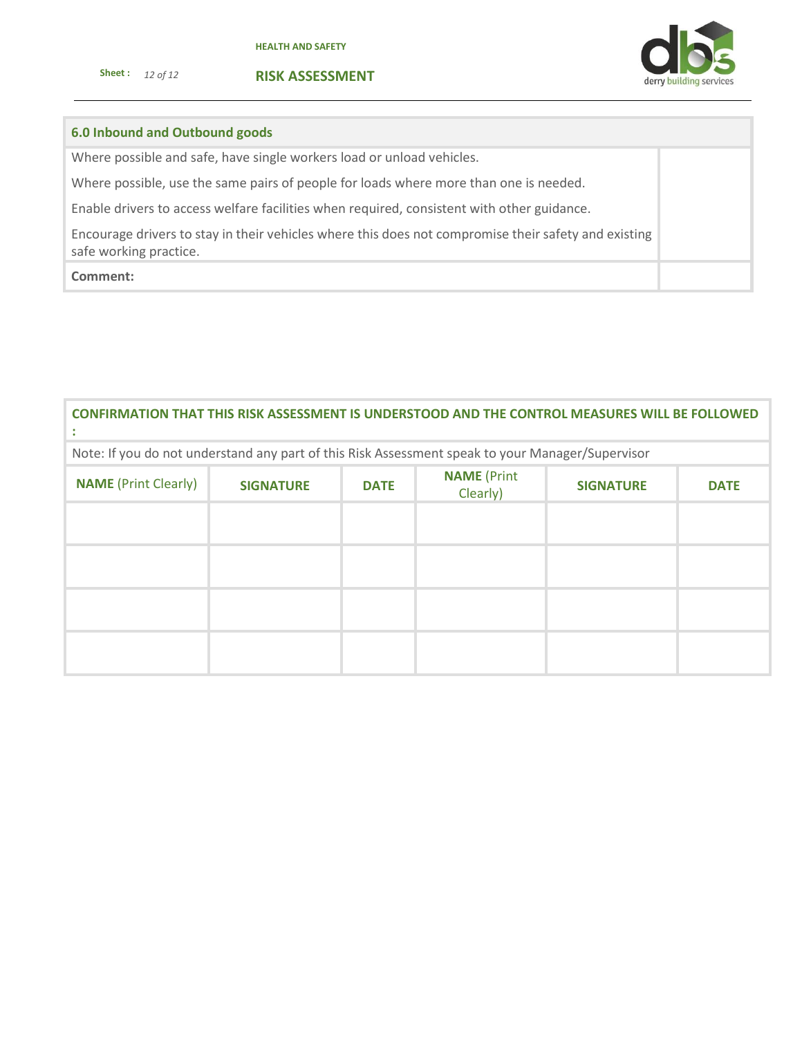| 6.0 Inbound and Outbound goods | |
|---|---|
| Where possible and safe, have single workers load or unload vehicles.<br>Where possible, use the same pairs of people for loads where more than one is needed.<br>Enable drivers to access welfare facilities when required, consistent with other guidance.<br>Encourage drivers to stay in their vehicles where this does not compromise their safety and existing safe working practice. | |
| **Comment:** | |

**CONFIRMATION THAT THIS RISK ASSESSMENT IS UNDERSTOOD AND THE CONTROL MEASURES WILL BE FOLLOWED :**

Note: If you do not understand any part of this Risk Assessment speak to your Manager/Supervisor

| **NAME** (Print Clearly) | **SIGNATURE** | **DATE** | **NAME** (Print Clearly) | **SIGNATURE** | **DATE** |
|---|---|---|---|---|---|
| | | | | | |
| | | | | | |
| | | | | | |
| | | | | | |